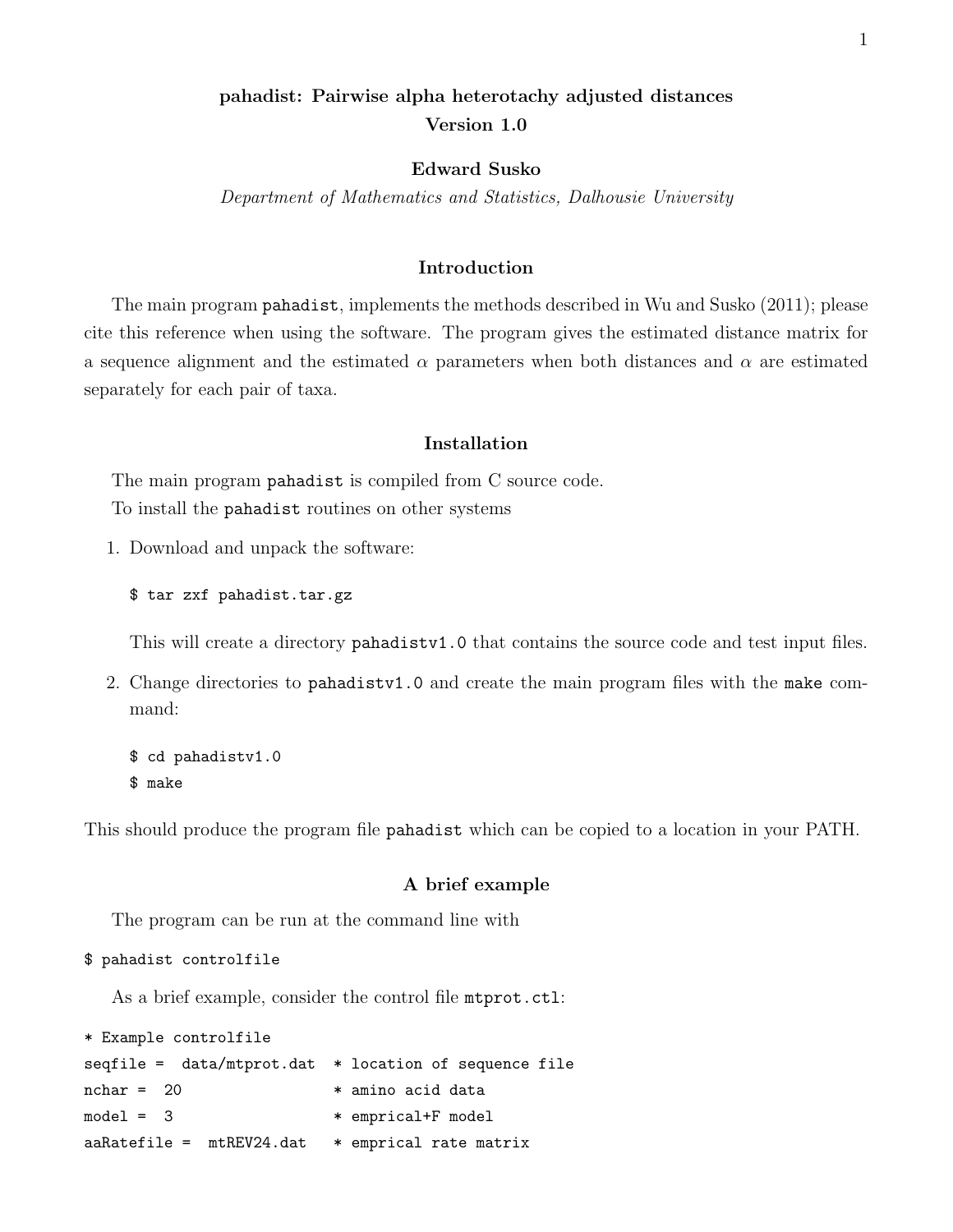# pahadist: Pairwise alpha heterotachy adjusted distances
**Version 1.0**

**Edward Susko**

*Department of Mathematics and Statistics, Dalhousie University*

## Introduction

The main program `pahadist`, implements the methods described in Wu and Susko (2011); please cite this reference when using the software. The program gives the estimated distance matrix for a sequence alignment and the estimated $\alpha$ parameters when both distances and $\alpha$ are estimated separately for each pair of taxa.

## Installation

The main program `pahadist` is compiled from C source code.

To install the `pahadist` routines on other systems

1. Download and unpack the software:

   ```
   $ tar zxf pahadist.tar.gz
   ```

   This will create a directory `pahadistv1.0` that contains the source code and test input files.

2. Change directories to `pahadistv1.0` and create the main program files with the `make` command:

   ```
   $ cd pahadistv1.0
   $ make
   ```

This should produce the program file `pahadist` which can be copied to a location in your PATH.

## A brief example

The program can be run at the command line with

```
$ pahadist controlfile
```

As a brief example, consider the control file `mtprot.ctl`:

```
* Example controlfile
seqfile =  data/mtprot.dat  * location of sequence file
nchar =  20                 * amino acid data
model =  3                  * emprical+F model
aaRatefile =  mtREV24.dat   * emprical rate matrix
```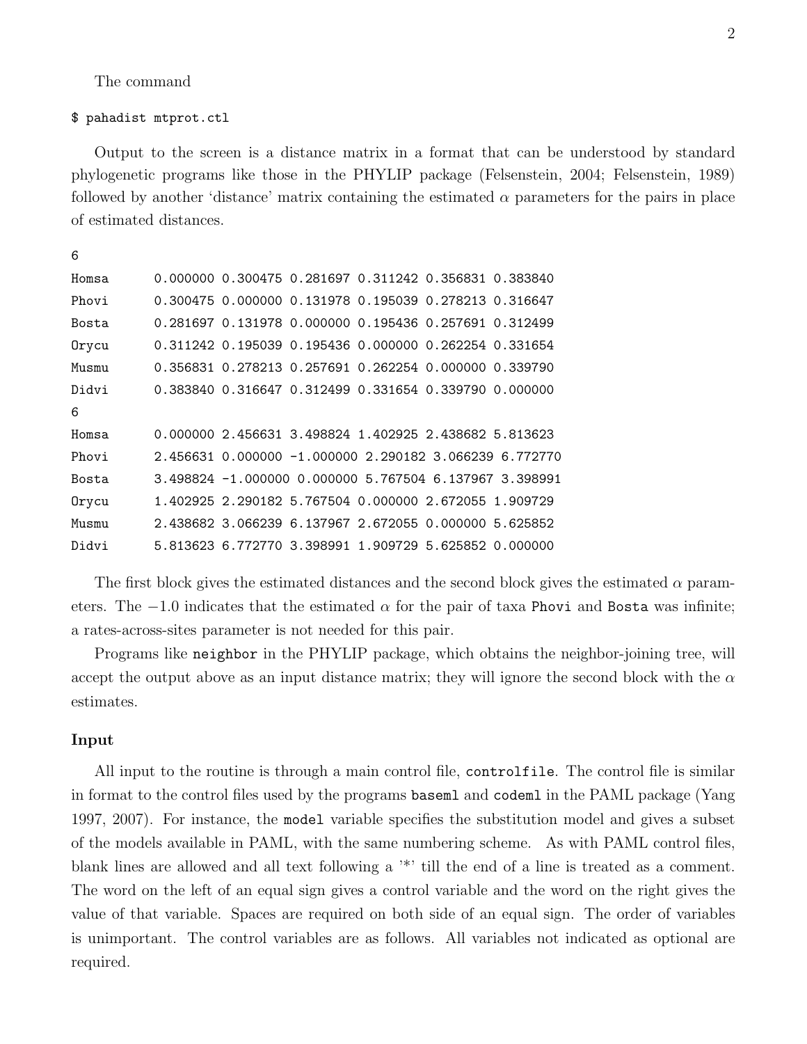The command

```
$ pahadist mtprot.ctl
```

Output to the screen is a distance matrix in a format that can be understood by standard phylogenetic programs like those in the PHYLIP package (Felsenstein, 2004; Felsenstein, 1989) followed by another 'distance' matrix containing the estimated $\alpha$ parameters for the pairs in place of estimated distances.

```
6
Homsa      0.000000 0.300475 0.281697 0.311242 0.356831 0.383840
Phovi      0.300475 0.000000 0.131978 0.195039 0.278213 0.316647
Bosta      0.281697 0.131978 0.000000 0.195436 0.257691 0.312499
Orycu      0.311242 0.195039 0.195436 0.000000 0.262254 0.331654
Musmu      0.356831 0.278213 0.257691 0.262254 0.000000 0.339790
Didvi      0.383840 0.316647 0.312499 0.331654 0.339790 0.000000
6
Homsa      0.000000 2.456631 3.498824 1.402925 2.438682 5.813623
Phovi      2.456631 0.000000 -1.000000 2.290182 3.066239 6.772770
Bosta      3.498824 -1.000000 0.000000 5.767504 6.137967 3.398991
Orycu      1.402925 2.290182 5.767504 0.000000 2.672055 1.909729
Musmu      2.438682 3.066239 6.137967 2.672055 0.000000 5.625852
Didvi      5.813623 6.772770 3.398991 1.909729 5.625852 0.000000
```

The first block gives the estimated distances and the second block gives the estimated $\alpha$ parameters. The $-1.0$ indicates that the estimated $\alpha$ for the pair of taxa `Phovi` and `Bosta` was infinite; a rates-across-sites parameter is not needed for this pair.

Programs like `neighbor` in the PHYLIP package, which obtains the neighbor-joining tree, will accept the output above as an input distance matrix; they will ignore the second block with the $\alpha$ estimates.

### Input

All input to the routine is through a main control file, `controlfile`. The control file is similar in format to the control files used by the programs `baseml` and `codeml` in the PAML package (Yang 1997, 2007). For instance, the `model` variable specifies the substitution model and gives a subset of the models available in PAML, with the same numbering scheme. As with PAML control files, blank lines are allowed and all text following a '*' till the end of a line is treated as a comment. The word on the left of an equal sign gives a control variable and the word on the right gives the value of that variable. Spaces are required on both side of an equal sign. The order of variables is unimportant. The control variables are as follows. All variables not indicated as optional are required.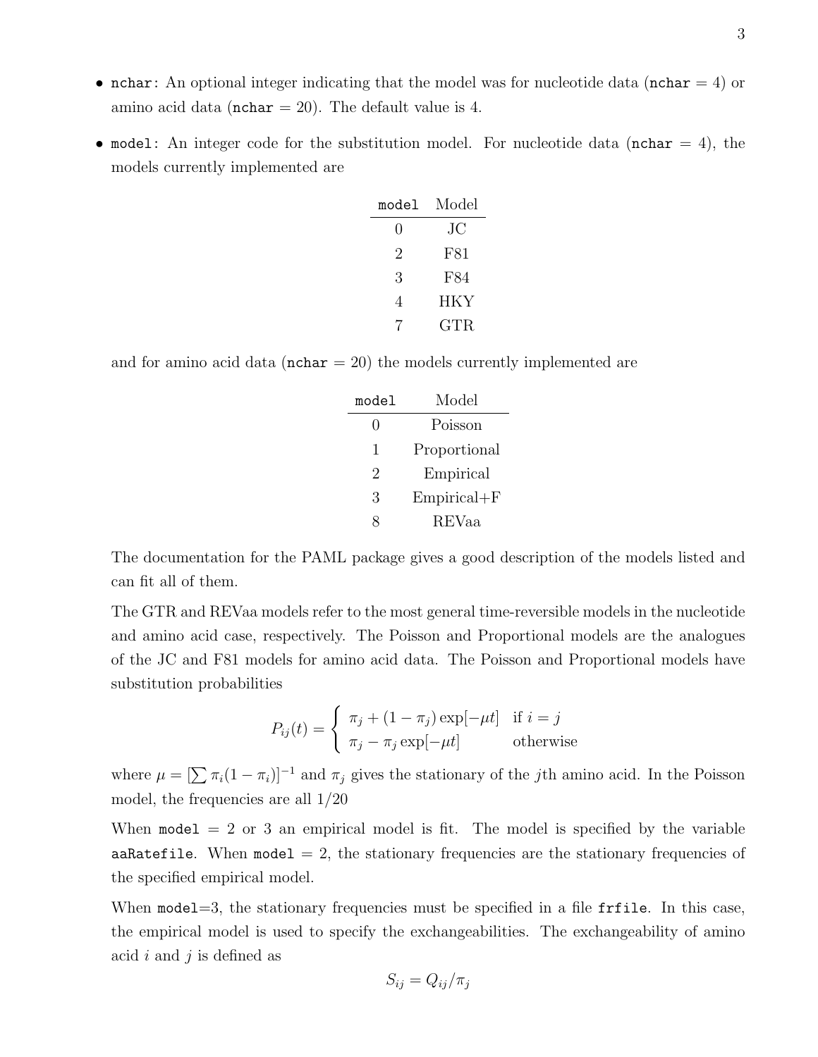- `nchar`: An optional integer indicating that the model was for nucleotide data (`nchar` = 4) or amino acid data (`nchar` = 20). The default value is 4.

- `model`: An integer code for the substitution model. For nucleotide data (`nchar` = 4), the models currently implemented are

| `model` | Model |
|---|---|
| 0 | JC |
| 2 | F81 |
| 3 | F84 |
| 4 | HKY |
| 7 | GTR |

and for amino acid data (`nchar` = 20) the models currently implemented are

| `model` | Model |
|---|---|
| 0 | Poisson |
| 1 | Proportional |
| 2 | Empirical |
| 3 | Empirical+F |
| 8 | REVaa |

The documentation for the PAML package gives a good description of the models listed and can fit all of them.

The GTR and REVaa models refer to the most general time-reversible models in the nucleotide and amino acid case, respectively. The Poisson and Proportional models are the analogues of the JC and F81 models for amino acid data. The Poisson and Proportional models have substitution probabilities

$$P_{ij}(t) = \begin{cases} \pi_j + (1 - \pi_j)\exp[-\mu t] & \text{if } i = j \\ \pi_j - \pi_j \exp[-\mu t] & \text{otherwise} \end{cases}$$

where $\mu = [\sum \pi_i(1 - \pi_i)]^{-1}$ and $\pi_j$ gives the stationary of the $j$th amino acid. In the Poisson model, the frequencies are all 1/20

When `model` = 2 or 3 an empirical model is fit. The model is specified by the variable `aaRatefile`. When `model` = 2, the stationary frequencies are the stationary frequencies of the specified empirical model.

When `model`=3, the stationary frequencies must be specified in a file `frfile`. In this case, the empirical model is used to specify the exchangeabilities. The exchangeability of amino acid $i$ and $j$ is defined as

$$S_{ij} = Q_{ij}/\pi_j$$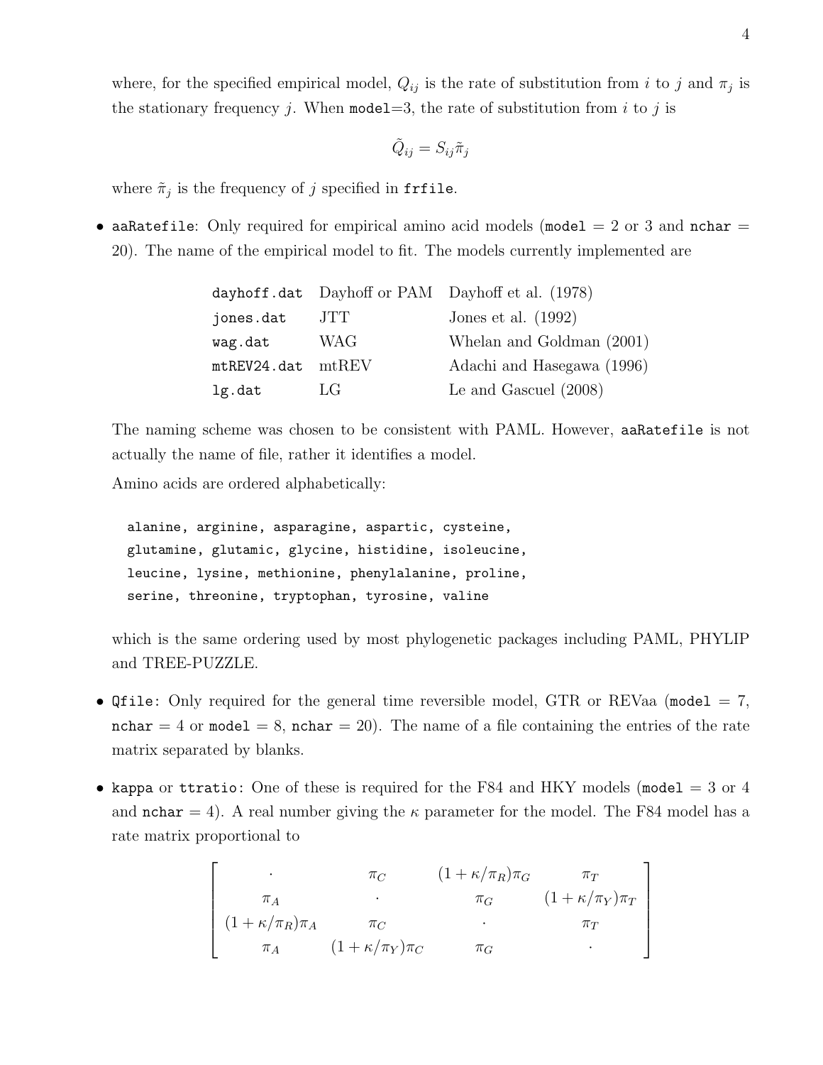where, for the specified empirical model, $Q_{ij}$ is the rate of substitution from $i$ to $j$ and $\pi_j$ is the stationary frequency $j$. When `model`=3, the rate of substitution from $i$ to $j$ is

$$\tilde{Q}_{ij} = S_{ij}\tilde{\pi}_j$$

where $\tilde{\pi}_j$ is the frequency of $j$ specified in `frfile`.

- `aaRatefile`: Only required for empirical amino acid models (`model` = 2 or 3 and `nchar` = 20). The name of the empirical model to fit. The models currently implemented are

| | | |
|---|---|---|
| `dayhoff.dat` | Dayhoff or PAM | Dayhoff et al. (1978) |
| `jones.dat` | JTT | Jones et al. (1992) |
| `wag.dat` | WAG | Whelan and Goldman (2001) |
| `mtREV24.dat` | mtREV | Adachi and Hasegawa (1996) |
| `lg.dat` | LG | Le and Gascuel (2008) |

  The naming scheme was chosen to be consistent with PAML. However, `aaRatefile` is not actually the name of file, rather it identifies a model.

  Amino acids are ordered alphabetically:

```
alanine, arginine, asparagine, aspartic, cysteine,
glutamine, glutamic, glycine, histidine, isoleucine,
leucine, lysine, methionine, phenylalanine, proline,
serine, threonine, tryptophan, tyrosine, valine
```

  which is the same ordering used by most phylogenetic packages including PAML, PHYLIP and TREE-PUZZLE.

- `Qfile`: Only required for the general time reversible model, GTR or REVaa (`model` = 7, `nchar` = 4 or `model` = 8, `nchar` = 20). The name of a file containing the entries of the rate matrix separated by blanks.

- `kappa` or `ttratio`: One of these is required for the F84 and HKY models (`model` = 3 or 4 and `nchar` = 4). A real number giving the $\kappa$ parameter for the model. The F84 model has a rate matrix proportional to

$$\begin{bmatrix} \cdot & \pi_C & (1+\kappa/\pi_R)\pi_G & \pi_T \\ \pi_A & \cdot & \pi_G & (1+\kappa/\pi_Y)\pi_T \\ (1+\kappa/\pi_R)\pi_A & \pi_C & \cdot & \pi_T \\ \pi_A & (1+\kappa/\pi_Y)\pi_C & \pi_G & \cdot \end{bmatrix}$$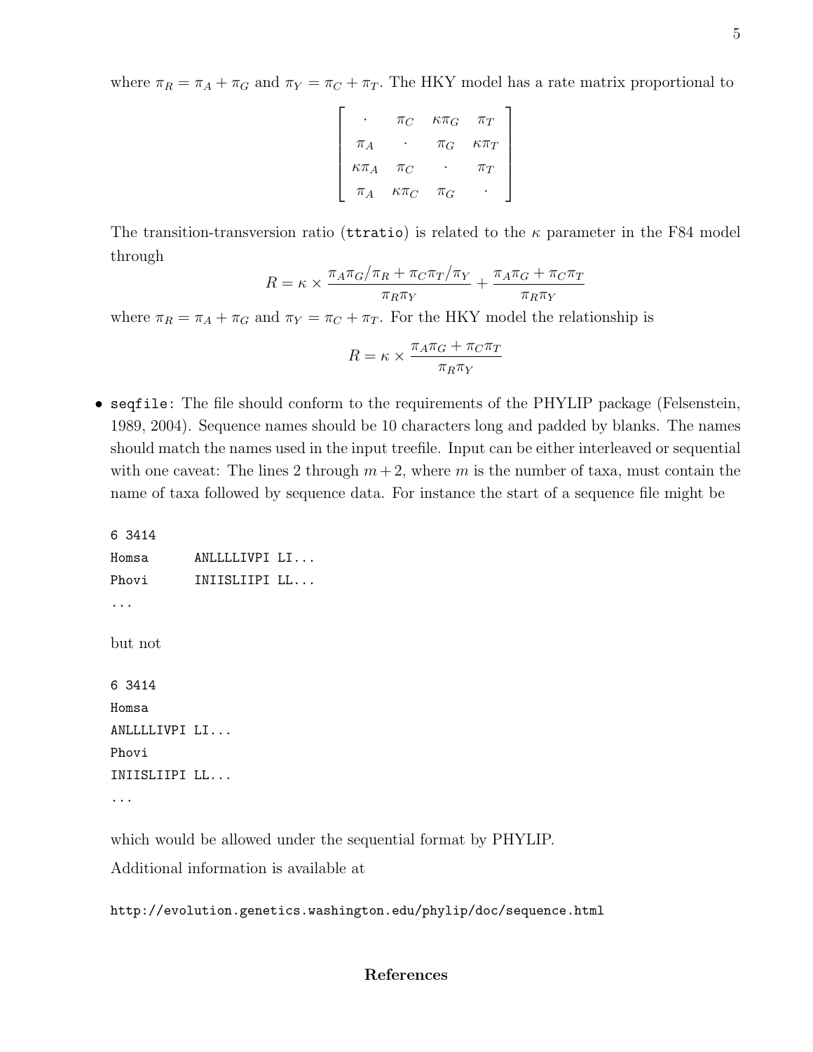where $\pi_R = \pi_A + \pi_G$ and $\pi_Y = \pi_C + \pi_T$. The HKY model has a rate matrix proportional to

$$\begin{bmatrix} \cdot & \pi_C & \kappa\pi_G & \pi_T \\ \pi_A & \cdot & \pi_G & \kappa\pi_T \\ \kappa\pi_A & \pi_C & \cdot & \pi_T \\ \pi_A & \kappa\pi_C & \pi_G & \cdot \end{bmatrix}$$

The transition-transversion ratio (`ttratio`) is related to the $\kappa$ parameter in the F84 model through

$$R = \kappa \times \frac{\pi_A\pi_G/\pi_R + \pi_C\pi_T/\pi_Y}{\pi_R\pi_Y} + \frac{\pi_A\pi_G + \pi_C\pi_T}{\pi_R\pi_Y}$$

where $\pi_R = \pi_A + \pi_G$ and $\pi_Y = \pi_C + \pi_T$. For the HKY model the relationship is

$$R = \kappa \times \frac{\pi_A\pi_G + \pi_C\pi_T}{\pi_R\pi_Y}$$

- `seqfile`: The file should conform to the requirements of the PHYLIP package (Felsenstein, 1989, 2004). Sequence names should be 10 characters long and padded by blanks. The names should match the names used in the input treefile. Input can be either interleaved or sequential with one caveat: The lines 2 through $m+2$, where $m$ is the number of taxa, must contain the name of taxa followed by sequence data. For instance the start of a sequence file might be

```
6 3414
Homsa      ANLLLLIVPI LI...
Phovi      INIISLIIPI LL...
...
```

  but not

```
6 3414
Homsa
ANLLLLIVPI LI...
Phovi
INIISLIIPI LL...
...
```

  which would be allowed under the sequential format by PHYLIP.

  Additional information is available at

  `http://evolution.genetics.washington.edu/phylip/doc/sequence.html`

## References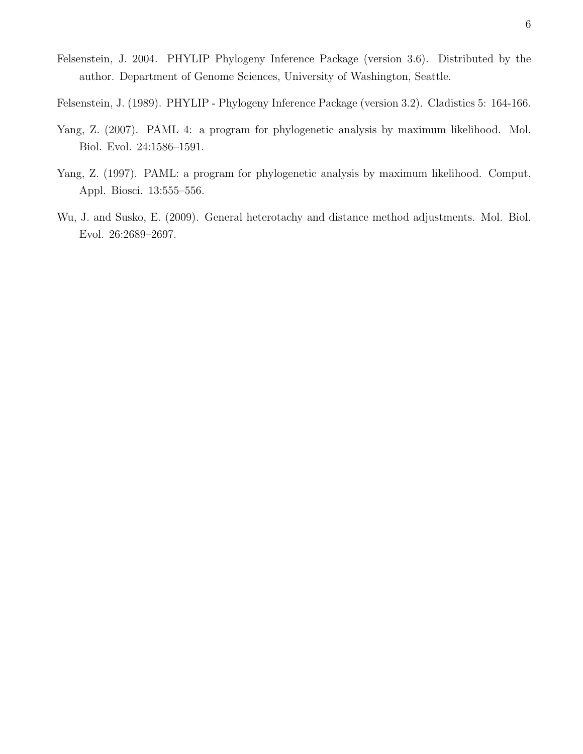Felsenstein, J. 2004. PHYLIP Phylogeny Inference Package (version 3.6). Distributed by the author. Department of Genome Sciences, University of Washington, Seattle.

Felsenstein, J. (1989). PHYLIP - Phylogeny Inference Package (version 3.2). Cladistics 5: 164-166.

Yang, Z. (2007). PAML 4: a program for phylogenetic analysis by maximum likelihood. Mol. Biol. Evol. 24:1586–1591.

Yang, Z. (1997). PAML: a program for phylogenetic analysis by maximum likelihood. Comput. Appl. Biosci. 13:555–556.

Wu, J. and Susko, E. (2009). General heterotachy and distance method adjustments. Mol. Biol. Evol. 26:2689–2697.